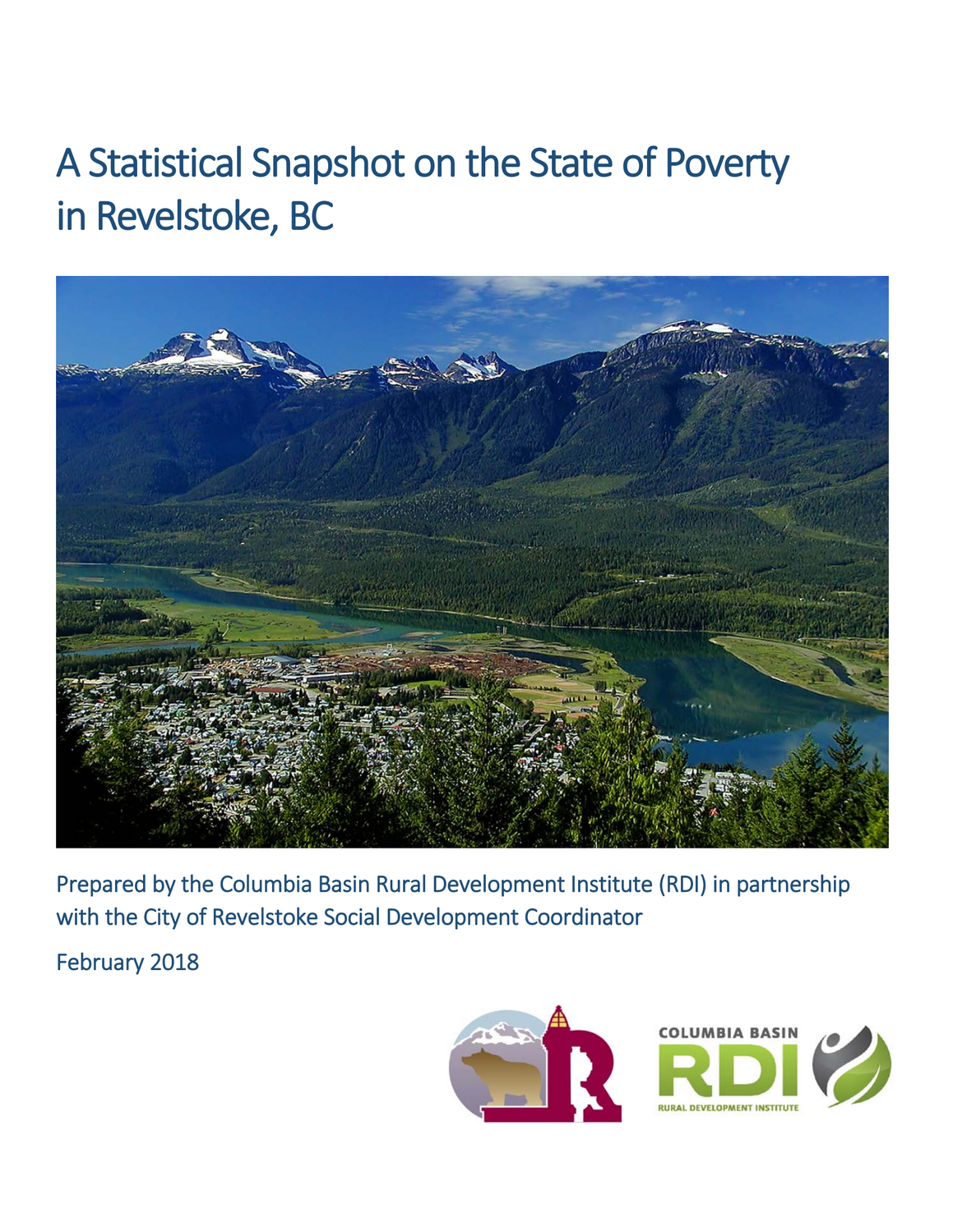# A Statistical Snapshot on the State of Poverty in Revelstoke, BC

Prepared by the Columbia Basin Rural Development Institute (RDI) in partnership with the City of Revelstoke Social Development Coordinator

February 2018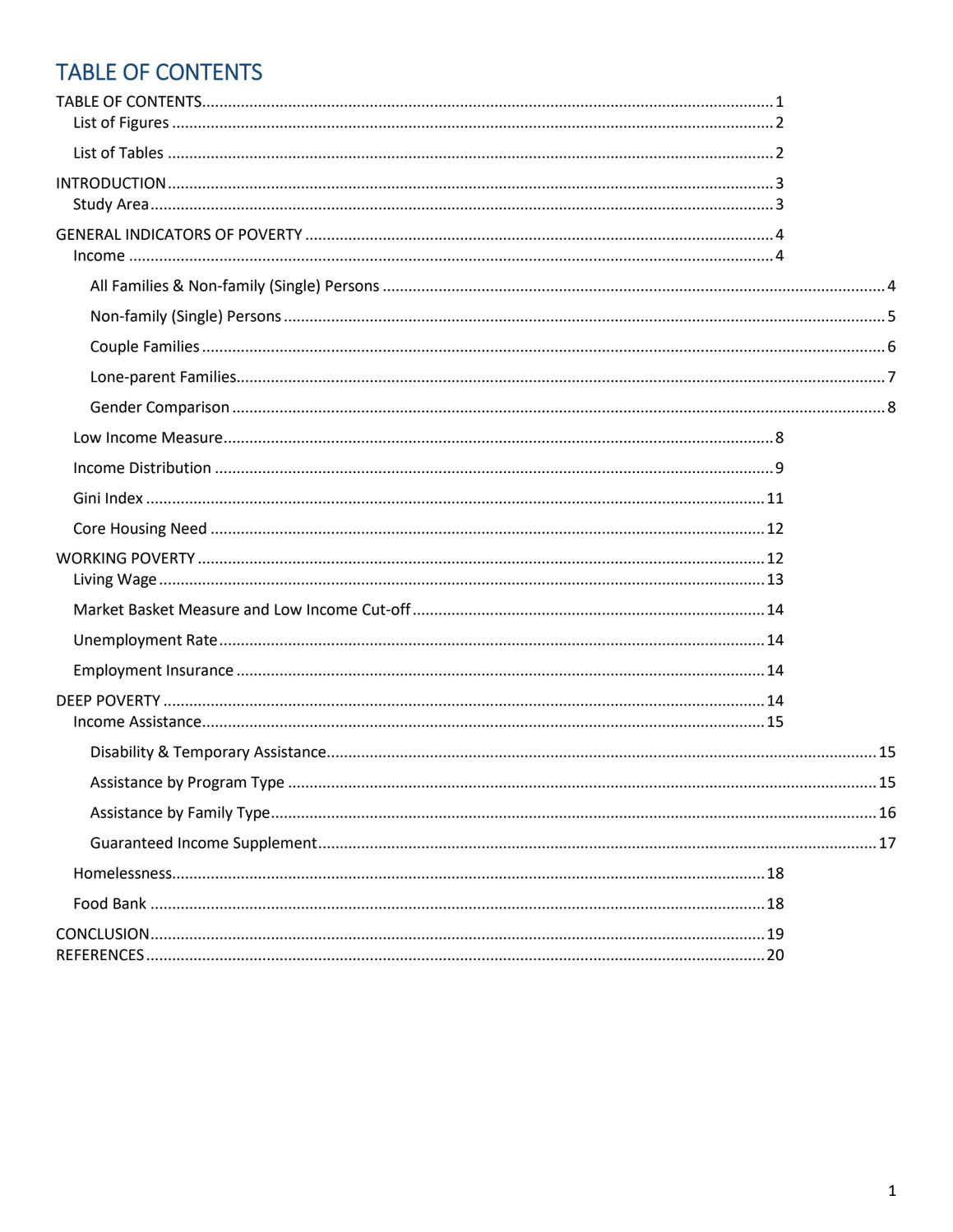# TABLE OF CONTENTS

- TABLE OF CONTENTS ... 1
  - List of Figures ... 2
  - List of Tables ... 2
- INTRODUCTION ... 3
  - Study Area ... 3
- GENERAL INDICATORS OF POVERTY ... 4
  - Income ... 4
    - All Families & Non-family (Single) Persons ... 4
    - Non-family (Single) Persons ... 5
    - Couple Families ... 6
    - Lone-parent Families ... 7
    - Gender Comparison ... 8
  - Low Income Measure ... 8
  - Income Distribution ... 9
  - Gini Index ... 11
  - Core Housing Need ... 12
- WORKING POVERTY ... 12
  - Living Wage ... 13
  - Market Basket Measure and Low Income Cut-off ... 14
  - Unemployment Rate ... 14
  - Employment Insurance ... 14
- DEEP POVERTY ... 14
  - Income Assistance ... 15
    - Disability & Temporary Assistance ... 15
    - Assistance by Program Type ... 15
    - Assistance by Family Type ... 16
    - Guaranteed Income Supplement ... 17
  - Homelessness ... 18
  - Food Bank ... 18
- CONCLUSION ... 19
- REFERENCES ... 20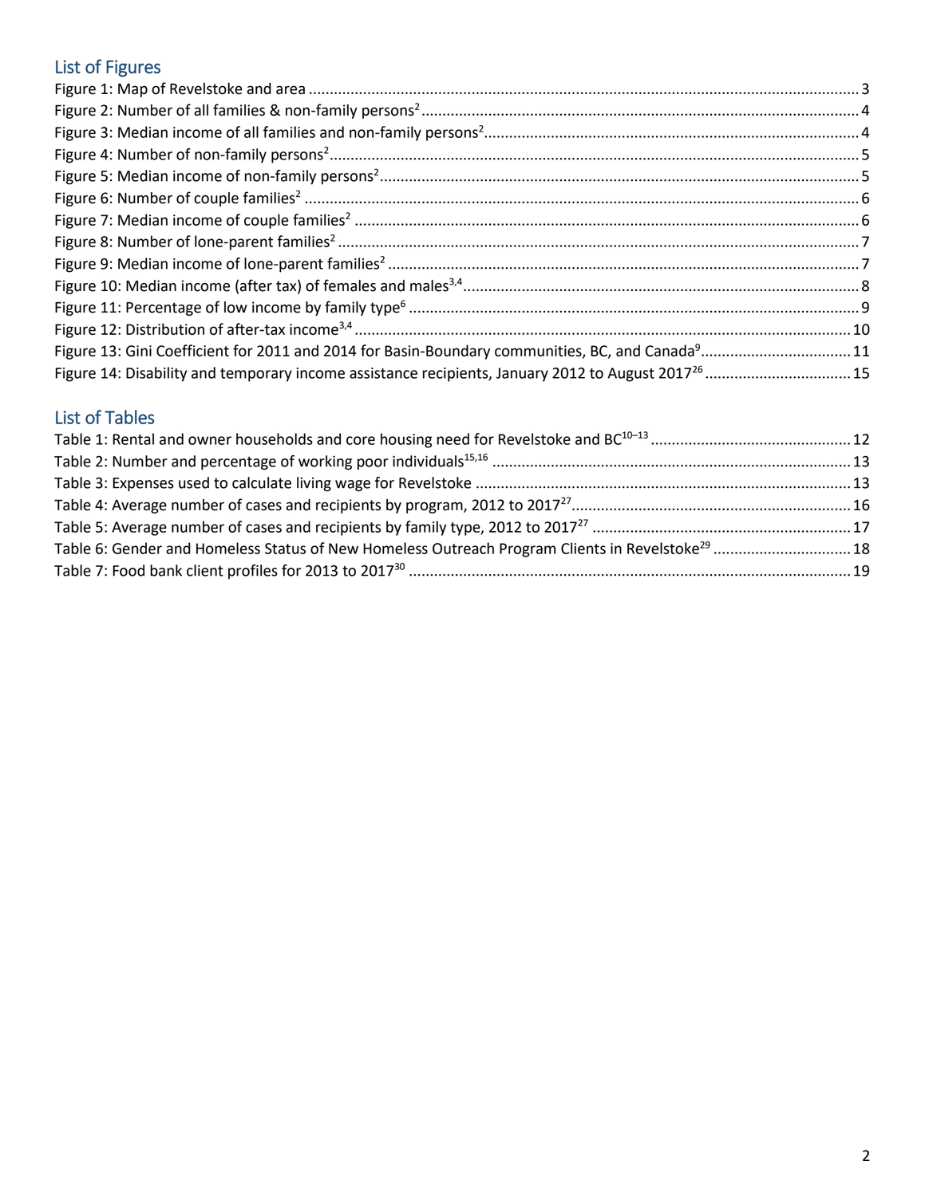## List of Figures

Figure 1: Map of Revelstoke and area ........................................................................................................ 3
Figure 2: Number of all families & non-family persons[2] ........................................................................ 4
Figure 3: Median income of all families and non-family persons[2] ........................................................ 4
Figure 4: Number of non-family persons[2] ............................................................................................. 5
Figure 5: Median income of non-family persons[2] ................................................................................. 5
Figure 6: Number of couple families[2] .................................................................................................... 6
Figure 7: Median income of couple families[2] ....................................................................................... 6
Figure 8: Number of lone-parent families[2] ............................................................................................ 7
Figure 9: Median income of lone-parent families[2] ............................................................................... 7
Figure 10: Median income (after tax) of females and males[3,4] ............................................................ 8
Figure 11: Percentage of low income by family type[6] .......................................................................... 9
Figure 12: Distribution of after-tax income[3,4] ...................................................................................... 10
Figure 13: Gini Coefficient for 2011 and 2014 for Basin-Boundary communities, BC, and Canada[9] ...... 11
Figure 14: Disability and temporary income assistance recipients, January 2012 to August 2017[26] ..... 15

## List of Tables

Table 1: Rental and owner households and core housing need for Revelstoke and BC[10–13] ................ 12
Table 2: Number and percentage of working poor individuals[15,16] ...................................................... 13
Table 3: Expenses used to calculate living wage for Revelstoke ............................................................ 13
Table 4: Average number of cases and recipients by program, 2012 to 2017[27] .................................... 16
Table 5: Average number of cases and recipients by family type, 2012 to 2017[27] ............................... 17
Table 6: Gender and Homeless Status of New Homeless Outreach Program Clients in Revelstoke[29] .... 18
Table 7: Food bank client profiles for 2013 to 2017[30] .......................................................................... 19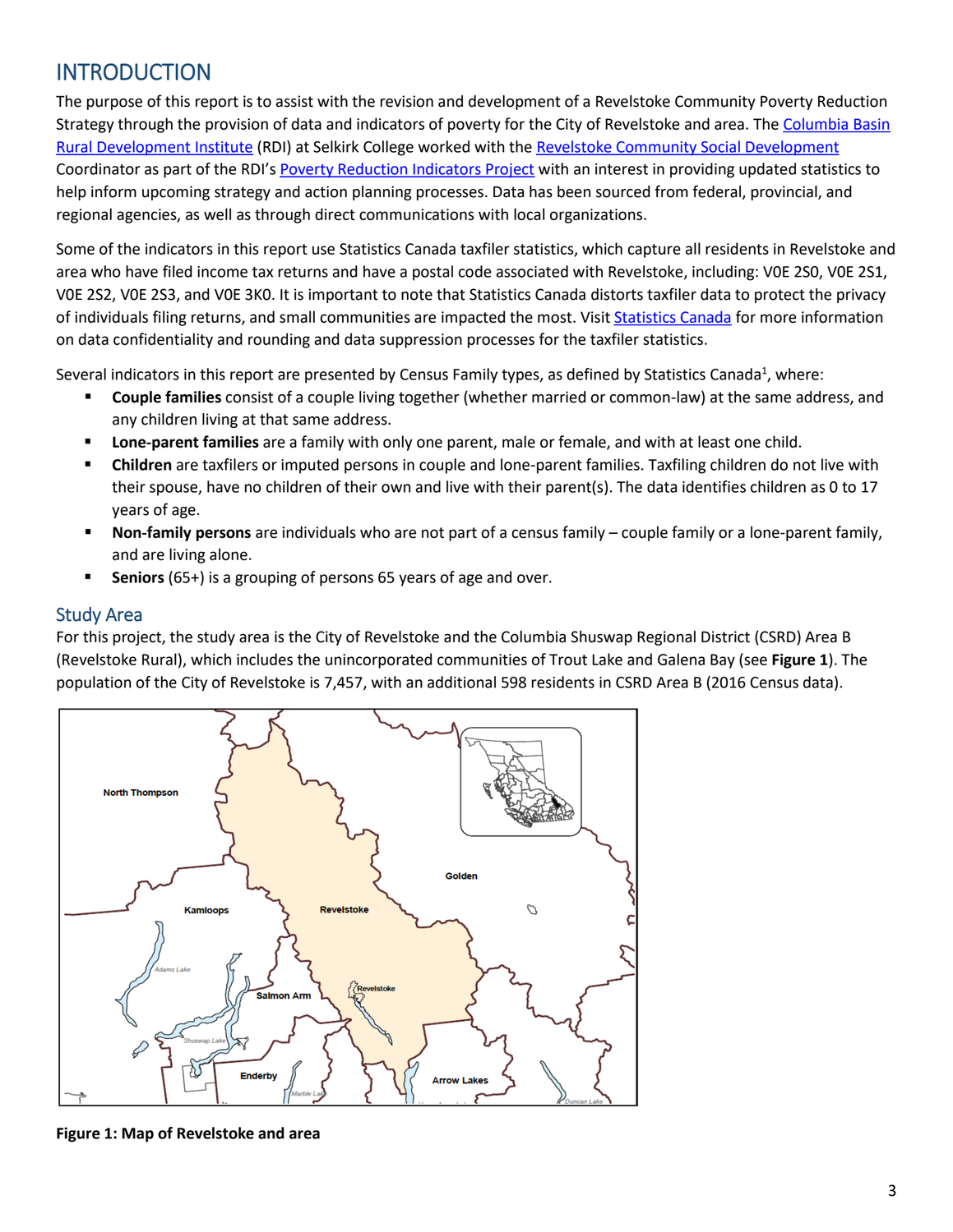# INTRODUCTION

The purpose of this report is to assist with the revision and development of a Revelstoke Community Poverty Reduction Strategy through the provision of data and indicators of poverty for the City of Revelstoke and area. The Columbia Basin Rural Development Institute (RDI) at Selkirk College worked with the Revelstoke Community Social Development Coordinator as part of the RDI's Poverty Reduction Indicators Project with an interest in providing updated statistics to help inform upcoming strategy and action planning processes. Data has been sourced from federal, provincial, and regional agencies, as well as through direct communications with local organizations.

Some of the indicators in this report use Statistics Canada taxfiler statistics, which capture all residents in Revelstoke and area who have filed income tax returns and have a postal code associated with Revelstoke, including: V0E 2S0, V0E 2S1, V0E 2S2, V0E 2S3, and V0E 3K0. It is important to note that Statistics Canada distorts taxfiler data to protect the privacy of individuals filing returns, and small communities are impacted the most. Visit Statistics Canada for more information on data confidentiality and rounding and data suppression processes for the taxfiler statistics.

Several indicators in this report are presented by Census Family types, as defined by Statistics Canada[1], where:

- **Couple families** consist of a couple living together (whether married or common-law) at the same address, and any children living at that same address.
- **Lone-parent families** are a family with only one parent, male or female, and with at least one child.
- **Children** are taxfilers or imputed persons in couple and lone-parent families. Taxfiling children do not live with their spouse, have no children of their own and live with their parent(s). The data identifies children as 0 to 17 years of age.
- **Non-family persons** are individuals who are not part of a census family – couple family or a lone-parent family, and are living alone.
- **Seniors** (65+) is a grouping of persons 65 years of age and over.

## Study Area

For this project, the study area is the City of Revelstoke and the Columbia Shuswap Regional District (CSRD) Area B (Revelstoke Rural), which includes the unincorporated communities of Trout Lake and Galena Bay (see **Figure 1**). The population of the City of Revelstoke is 7,457, with an additional 598 residents in CSRD Area B (2016 Census data).

**Figure 1: Map of Revelstoke and area**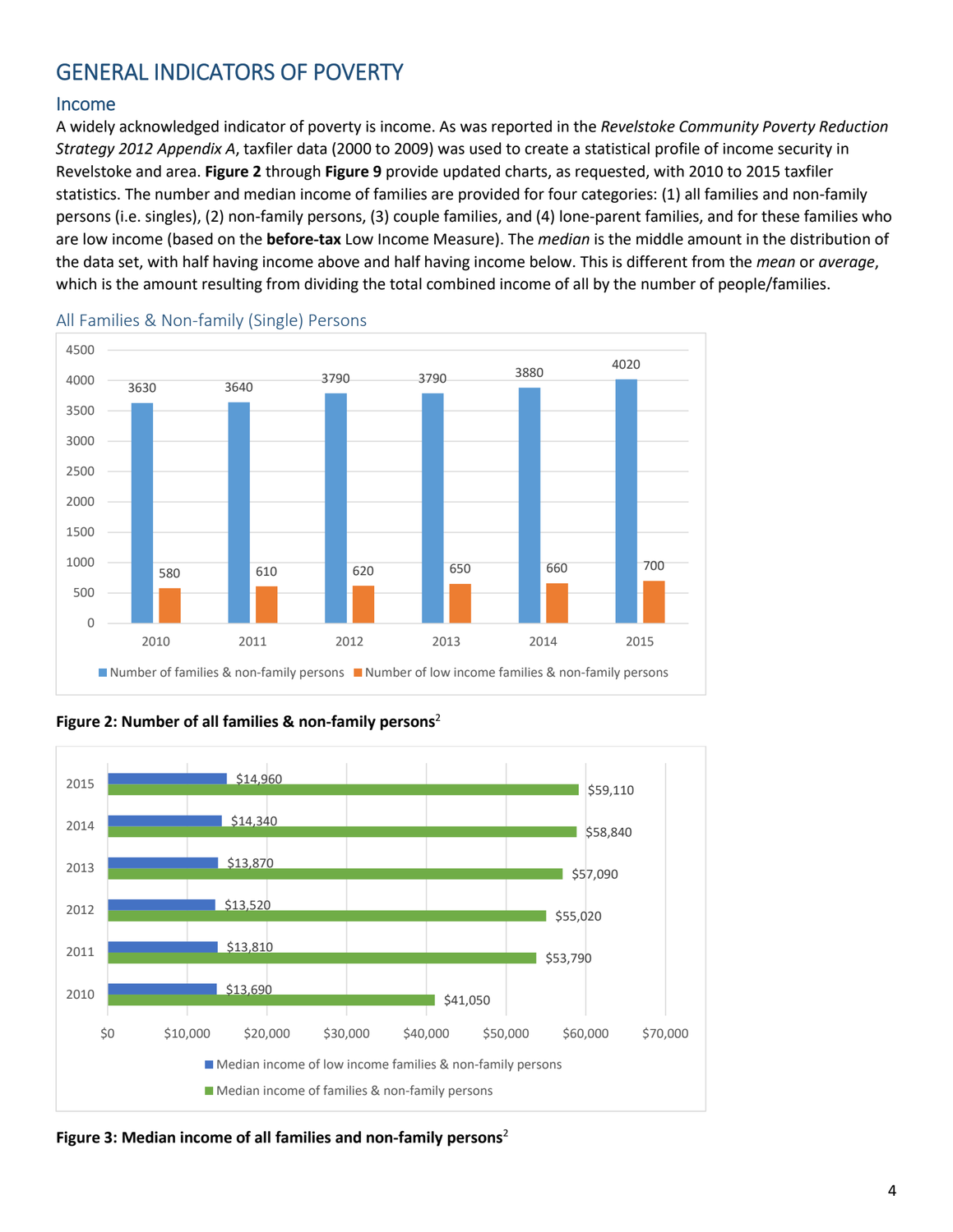# GENERAL INDICATORS OF POVERTY

## Income

A widely acknowledged indicator of poverty is income. As was reported in the *Revelstoke Community Poverty Reduction Strategy 2012 Appendix A*, taxfiler data (2000 to 2009) was used to create a statistical profile of income security in Revelstoke and area. **Figure 2** through **Figure 9** provide updated charts, as requested, with 2010 to 2015 taxfiler statistics. The number and median income of families are provided for four categories: (1) all families and non-family persons (i.e. singles), (2) non-family persons, (3) couple families, and (4) lone-parent families, and for these families who are low income (based on the **before-tax** Low Income Measure). The *median* is the middle amount in the distribution of the data set, with half having income above and half having income below. This is different from the *mean* or *average*, which is the amount resulting from dividing the total combined income of all by the number of people/families.

### All Families & Non-family (Single) Persons

| Year | Number of families & non-family persons | Number of low income families & non-family persons |
|---|---|---|
| 2010 | 3630 | 580 |
| 2011 | 3640 | 610 |
| 2012 | 3790 | 620 |
| 2013 | 3790 | 650 |
| 2014 | 3880 | 660 |
| 2015 | 4020 | 700 |

**Figure 2: Number of all families & non-family persons**[2]

| Year | Median income of low income families & non-family persons | Median income of families & non-family persons |
|---|---|---|
| 2015 | $14,960 | $59,110 |
| 2014 | $14,340 | $58,840 |
| 2013 | $13,870 | $57,090 |
| 2012 | $13,520 | $55,020 |
| 2011 | $13,810 | $53,790 |
| 2010 | $13,690 | $41,050 |

**Figure 3: Median income of all families and non-family persons**[2]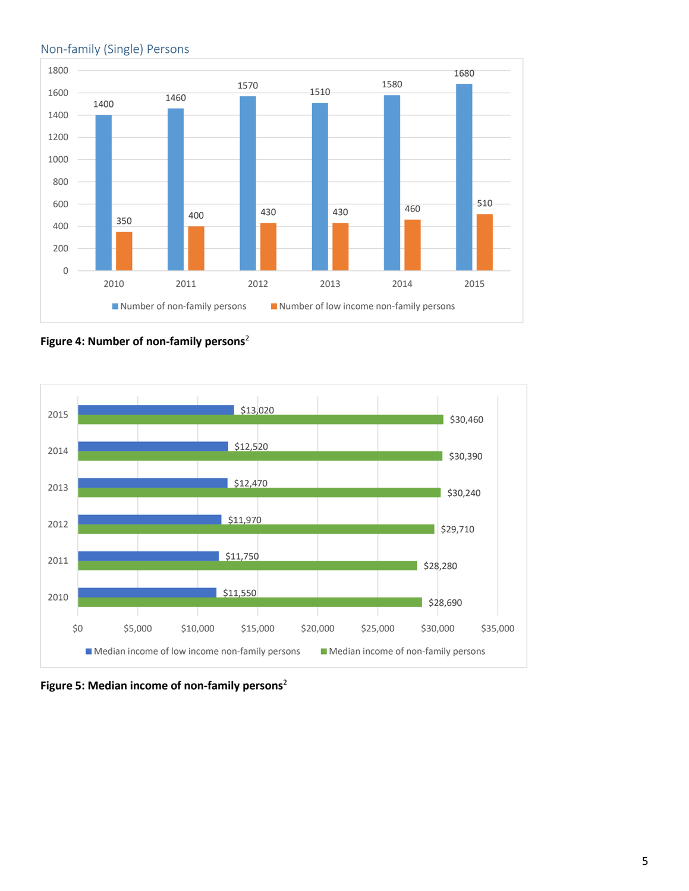## Non-family (Single) Persons

| Year | Number of non-family persons | Number of low income non-family persons |
| --- | --- | --- |
| 2010 | 1400 | 350 |
| 2011 | 1460 | 400 |
| 2012 | 1570 | 430 |
| 2013 | 1510 | 430 |
| 2014 | 1580 | 460 |
| 2015 | 1680 | 510 |

**Figure 4: Number of non-family persons**[2]

| Year | Median income of low income non-family persons | Median income of non-family persons |
| --- | --- | --- |
| 2015 | $13,020 | $30,460 |
| 2014 | $12,520 | $30,390 |
| 2013 | $12,470 | $30,240 |
| 2012 | $11,970 | $29,710 |
| 2011 | $11,750 | $28,280 |
| 2010 | $11,550 | $28,690 |

**Figure 5: Median income of non-family persons**[2]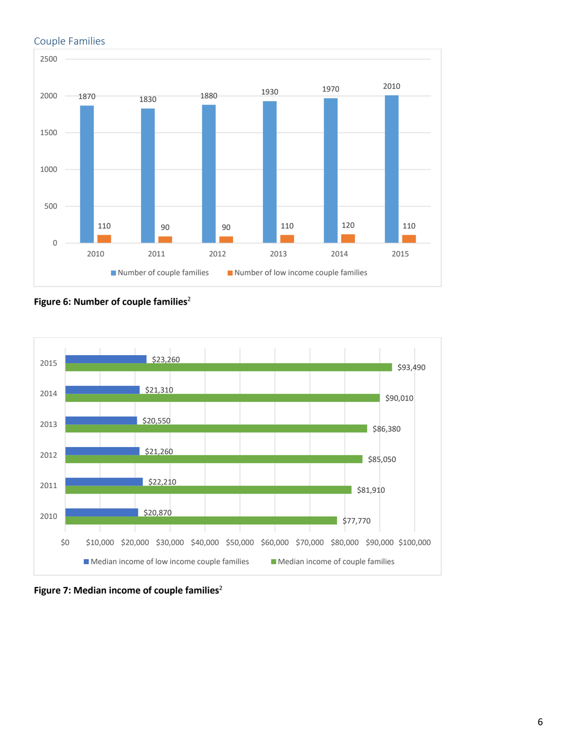## Couple Families

| Year | Number of couple families | Number of low income couple families |
|---|---|---|
| 2010 | 1870 | 110 |
| 2011 | 1830 | 90 |
| 2012 | 1880 | 90 |
| 2013 | 1930 | 110 |
| 2014 | 1970 | 120 |
| 2015 | 2010 | 110 |

**Figure 6: Number of couple families**[2]

| Year | Median income of low income couple families | Median income of couple families |
|---|---|---|
| 2015 | $23,260 | $93,490 |
| 2014 | $21,310 | $90,010 |
| 2013 | $20,550 | $86,380 |
| 2012 | $21,260 | $85,050 |
| 2011 | $22,210 | $81,910 |
| 2010 | $20,870 | $77,770 |

**Figure 7: Median income of couple families**[2]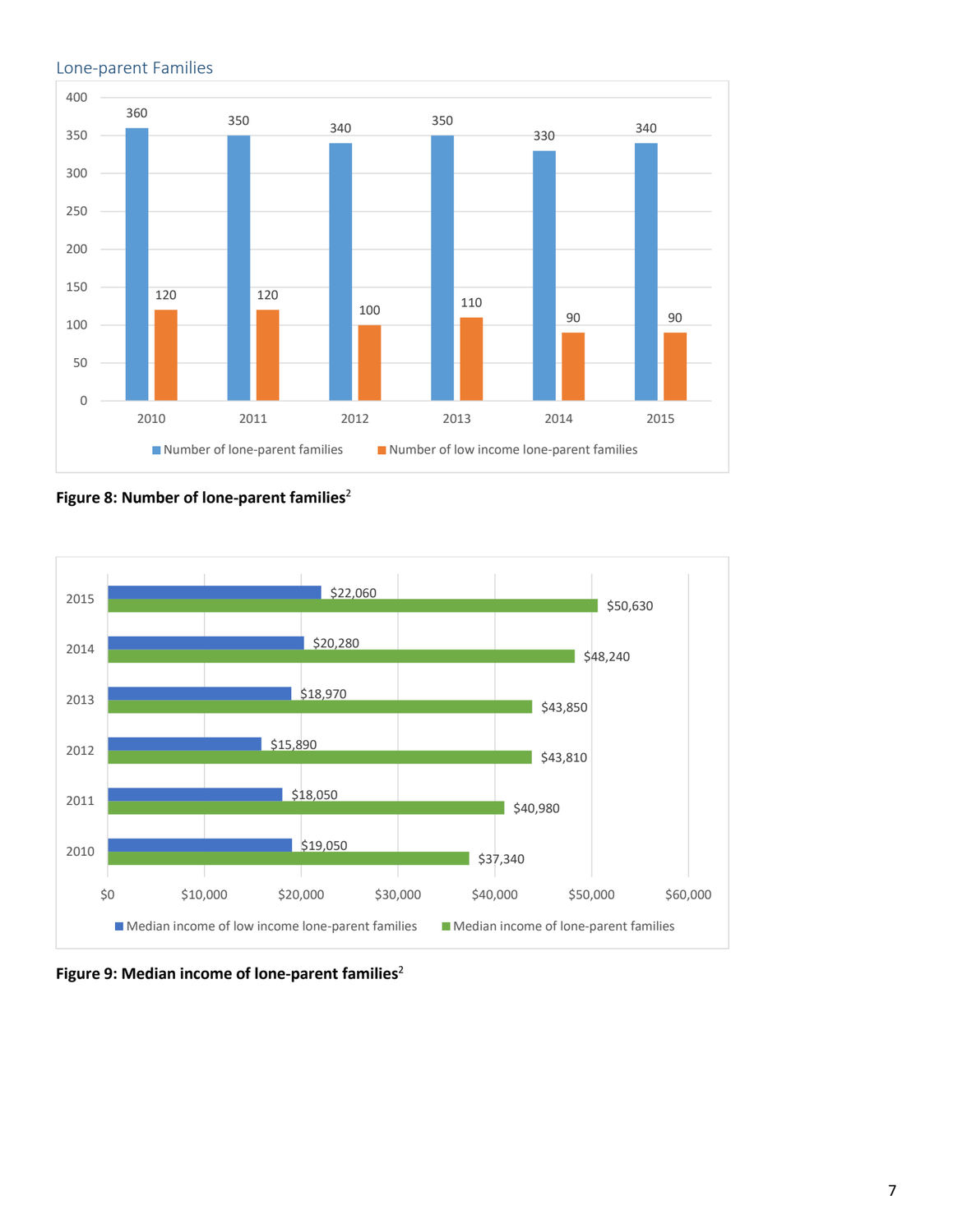## Lone-parent Families

| Year | Number of lone-parent families | Number of low income lone-parent families |
|---|---|---|
| 2010 | 360 | 120 |
| 2011 | 350 | 120 |
| 2012 | 340 | 100 |
| 2013 | 350 | 110 |
| 2014 | 330 | 90 |
| 2015 | 340 | 90 |

**Figure 8: Number of lone-parent families[2]**

| Year | Median income of low income lone-parent families | Median income of lone-parent families |
|---|---|---|
| 2015 | $22,060 | $50,630 |
| 2014 | $20,280 | $48,240 |
| 2013 | $18,970 | $43,850 |
| 2012 | $15,890 | $43,810 |
| 2011 | $18,050 | $40,980 |
| 2010 | $19,050 | $37,340 |

**Figure 9: Median income of lone-parent families[2]**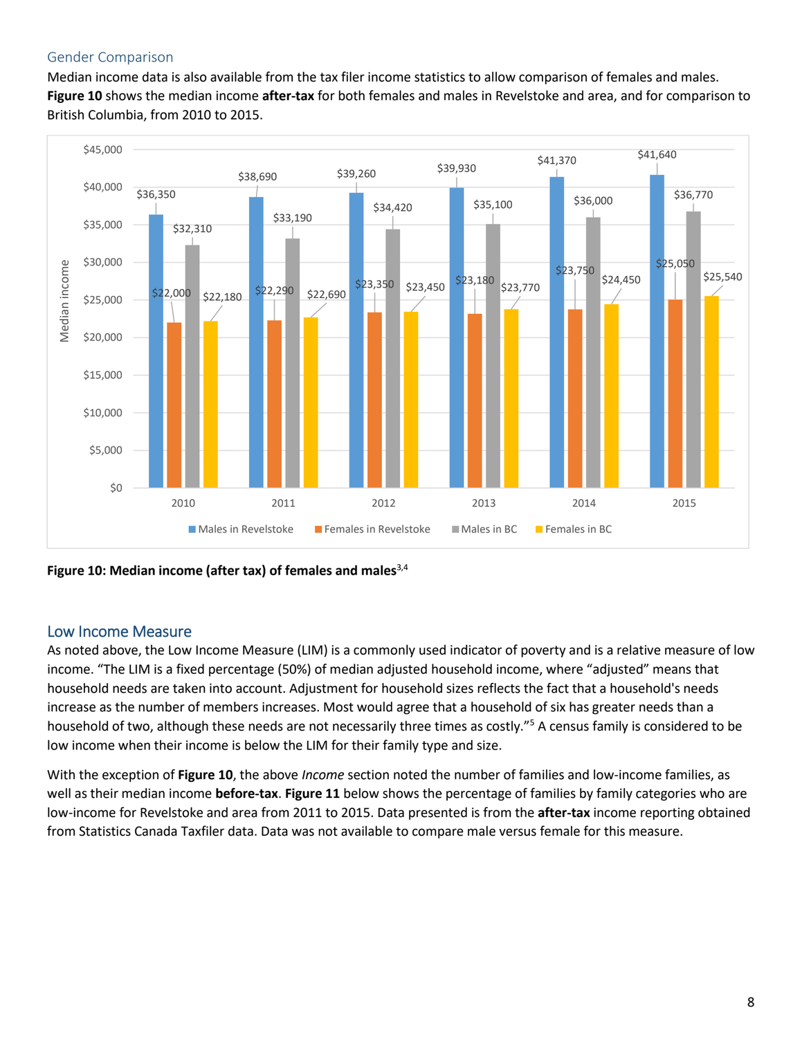### Gender Comparison

Median income data is also available from the tax filer income statistics to allow comparison of females and males. **Figure 10** shows the median income **after-tax** for both females and males in Revelstoke and area, and for comparison to British Columbia, from 2010 to 2015.

| Year | Males in Revelstoke | Females in Revelstoke | Males in BC | Females in BC |
|---|---|---|---|---|
| 2010 | $36,350 | $22,000 | $32,310 | $22,180 |
| 2011 | $38,690 | $22,290 | $33,190 | $22,690 |
| 2012 | $39,260 | $23,350 | $34,420 | $23,450 |
| 2013 | $39,930 | $23,180 | $35,100 | $23,770 |
| 2014 | $41,370 | $23,750 | $36,000 | $24,450 |
| 2015 | $41,640 | $25,050 | $36,770 | $25,540 |

**Figure 10: Median income (after tax) of females and males**[3,4]

## Low Income Measure

As noted above, the Low Income Measure (LIM) is a commonly used indicator of poverty and is a relative measure of low income. "The LIM is a fixed percentage (50%) of median adjusted household income, where "adjusted" means that household needs are taken into account. Adjustment for household sizes reflects the fact that a household's needs increase as the number of members increases. Most would agree that a household of six has greater needs than a household of two, although these needs are not necessarily three times as costly."[5] A census family is considered to be low income when their income is below the LIM for their family type and size.

With the exception of **Figure 10**, the above *Income* section noted the number of families and low-income families, as well as their median income **before-tax**. **Figure 11** below shows the percentage of families by family categories who are low-income for Revelstoke and area from 2011 to 2015. Data presented is from the **after-tax** income reporting obtained from Statistics Canada Taxfiler data. Data was not available to compare male versus female for this measure.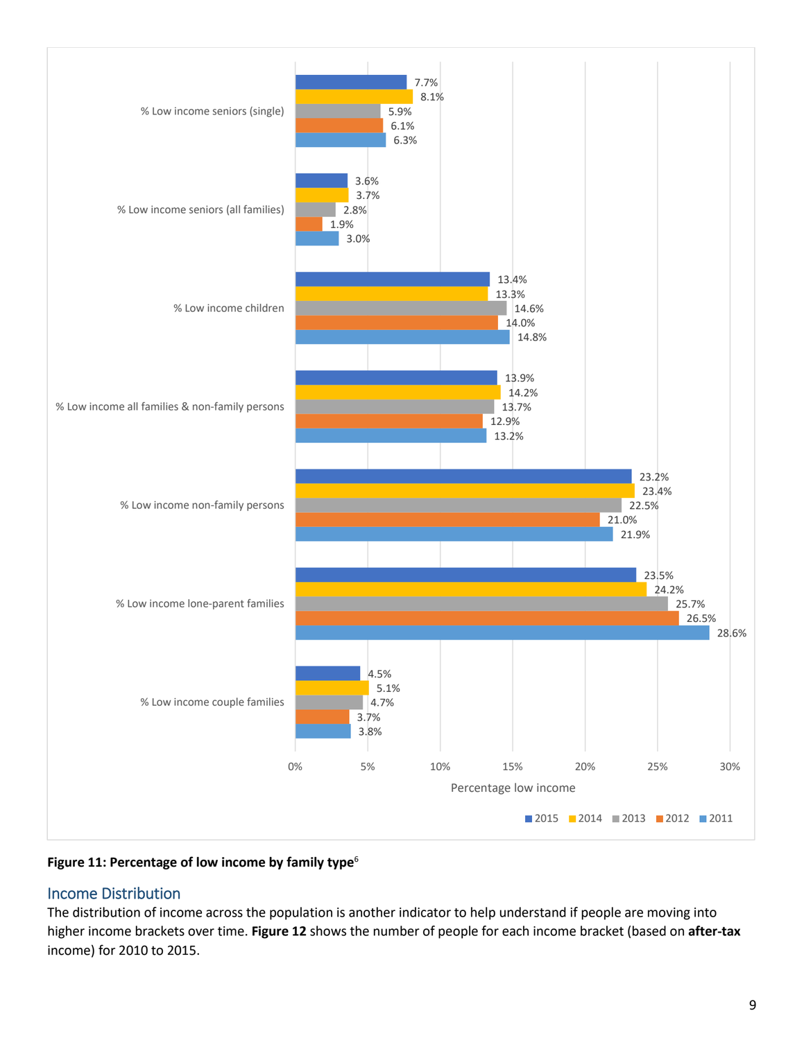| | 2015 | 2014 | 2013 | 2012 | 2011 |
|---|---|---|---|---|---|
| % Low income seniors (single) | 7.7% | 8.1% | 5.9% | 6.1% | 6.3% |
| % Low income seniors (all families) | 3.6% | 3.7% | 2.8% | 1.9% | 3.0% |
| % Low income children | 13.4% | 13.3% | 14.6% | 14.0% | 14.8% |
| % Low income all families & non-family persons | 13.9% | 14.2% | 13.7% | 12.9% | 13.2% |
| % Low income non-family persons | 23.2% | 23.4% | 22.5% | 21.0% | 21.9% |
| % Low income lone-parent families | 23.5% | 24.2% | 25.7% | 26.5% | 28.6% |
| % Low income couple families | 4.5% | 5.1% | 4.7% | 3.7% | 3.8% |

**Figure 11: Percentage of low income by family type**[6]

## Income Distribution

The distribution of income across the population is another indicator to help understand if people are moving into higher income brackets over time. **Figure 12** shows the number of people for each income bracket (based on **after-tax** income) for 2010 to 2015.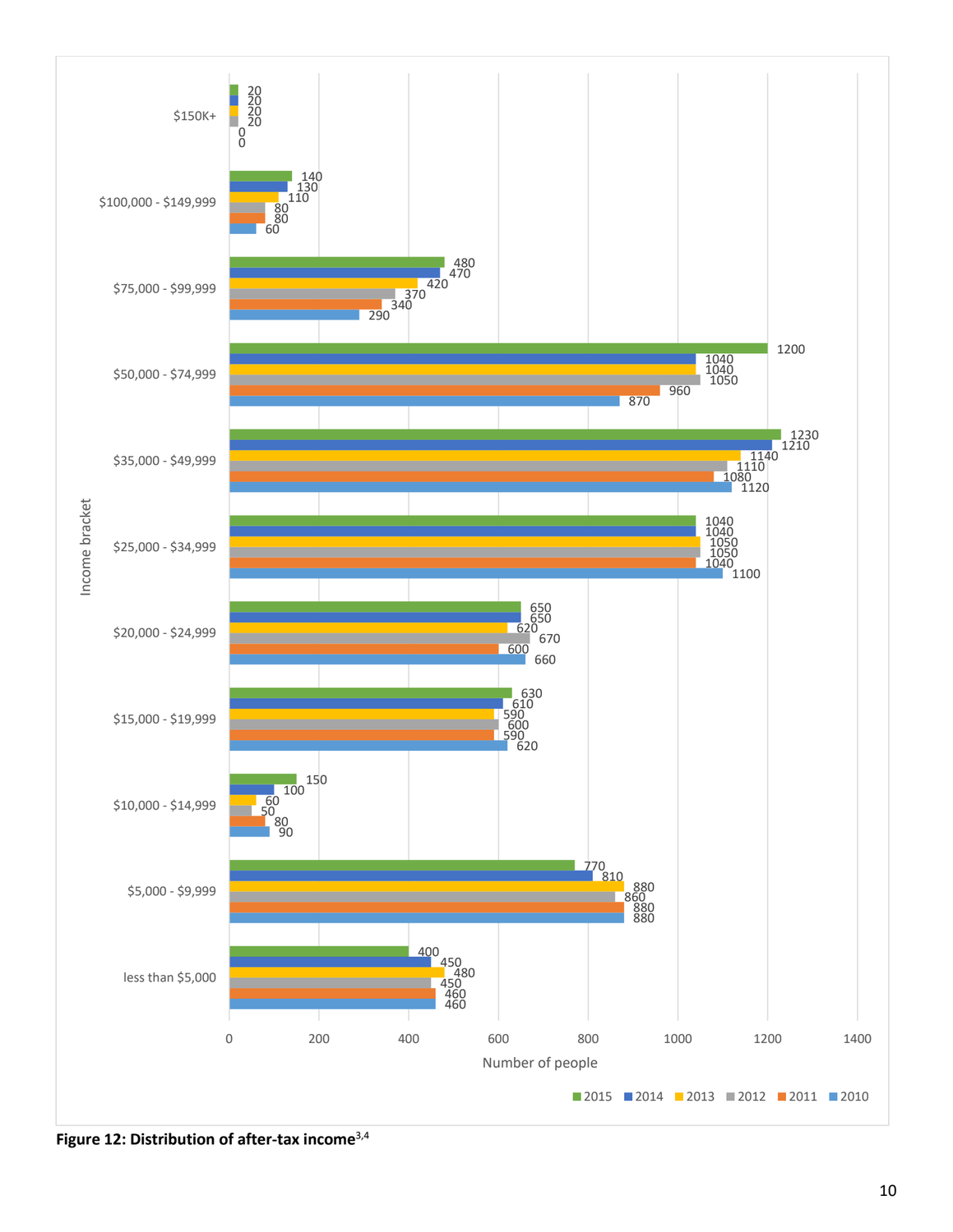| Income bracket | 2015 | 2014 | 2013 | 2012 | 2011 | 2010 |
|---|---|---|---|---|---|---|
| $150K+ | 20 | 20 | 20 | 20 | 0 | 0 |
| $100,000 - $149,999 | 140 | 130 | 110 | 80 | 80 | 60 |
| $75,000 - $99,999 | 480 | 470 | 420 | 370 | 340 | 290 |
| $50,000 - $74,999 | 1200 | 1040 | 1040 | 1050 | 960 | 870 |
| $35,000 - $49,999 | 1230 | 1210 | 1140 | 1110 | 1080 | 1120 |
| $25,000 - $34,999 | 1040 | 1040 | 1050 | 1050 | 1040 | 1100 |
| $20,000 - $24,999 | 650 | 650 | 620 | 670 | 600 | 660 |
| $15,000 - $19,999 | 630 | 610 | 590 | 600 | 590 | 620 |
| $10,000 - $14,999 | 150 | 100 | 60 | 50 | 80 | 90 |
| $5,000 - $9,999 | 770 | 810 | 880 | 860 | 880 | 880 |
| less than $5,000 | 400 | 450 | 480 | 450 | 460 | 460 |

Number of people

**Figure 12: Distribution of after-tax income[3,4]**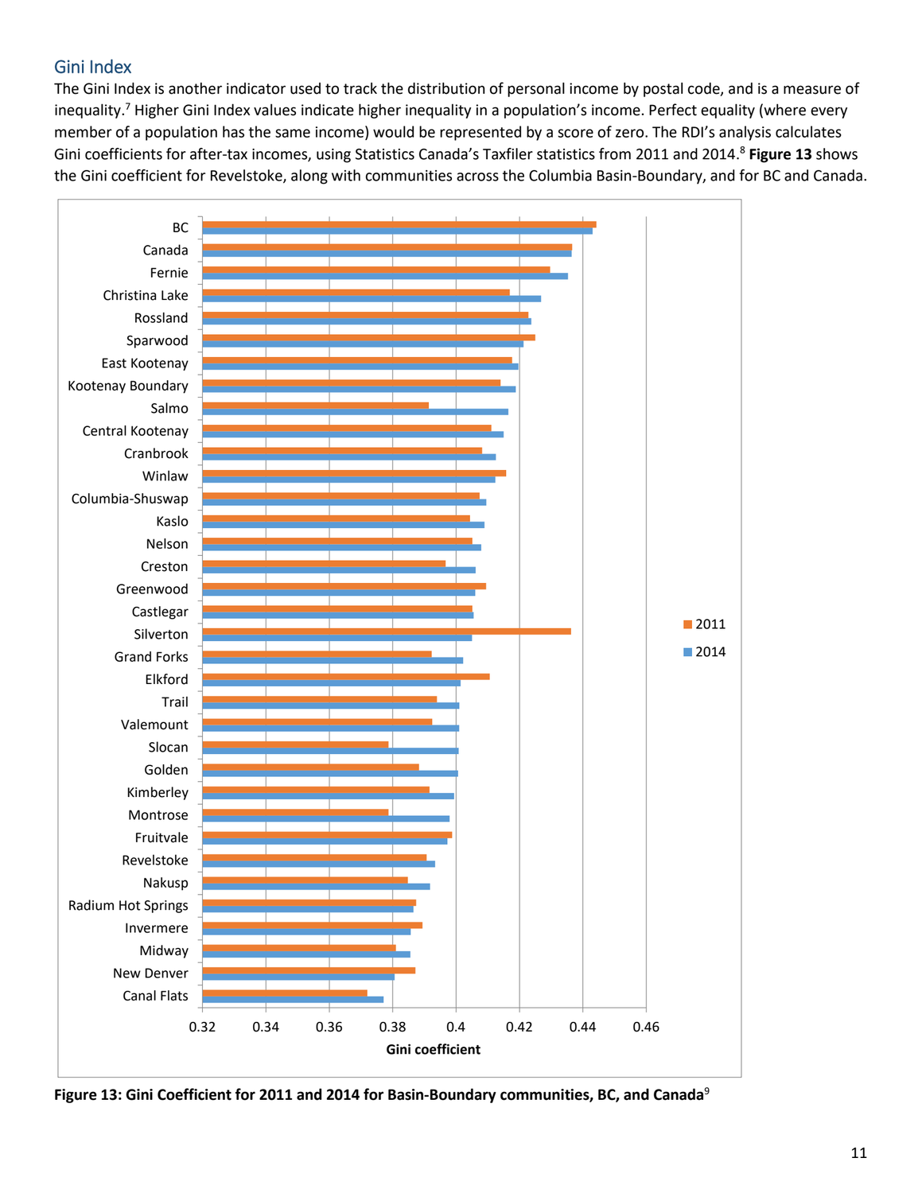## Gini Index

The Gini Index is another indicator used to track the distribution of personal income by postal code, and is a measure of inequality.[7] Higher Gini Index values indicate higher inequality in a population's income. Perfect equality (where every member of a population has the same income) would be represented by a score of zero. The RDI's analysis calculates Gini coefficients for after-tax incomes, using Statistics Canada's Taxfiler statistics from 2011 and 2014.[8] **Figure 13** shows the Gini coefficient for Revelstoke, along with communities across the Columbia Basin-Boundary, and for BC and Canada.

**Figure 13: Gini Coefficient for 2011 and 2014 for Basin-Boundary communities, BC, and Canada**[9]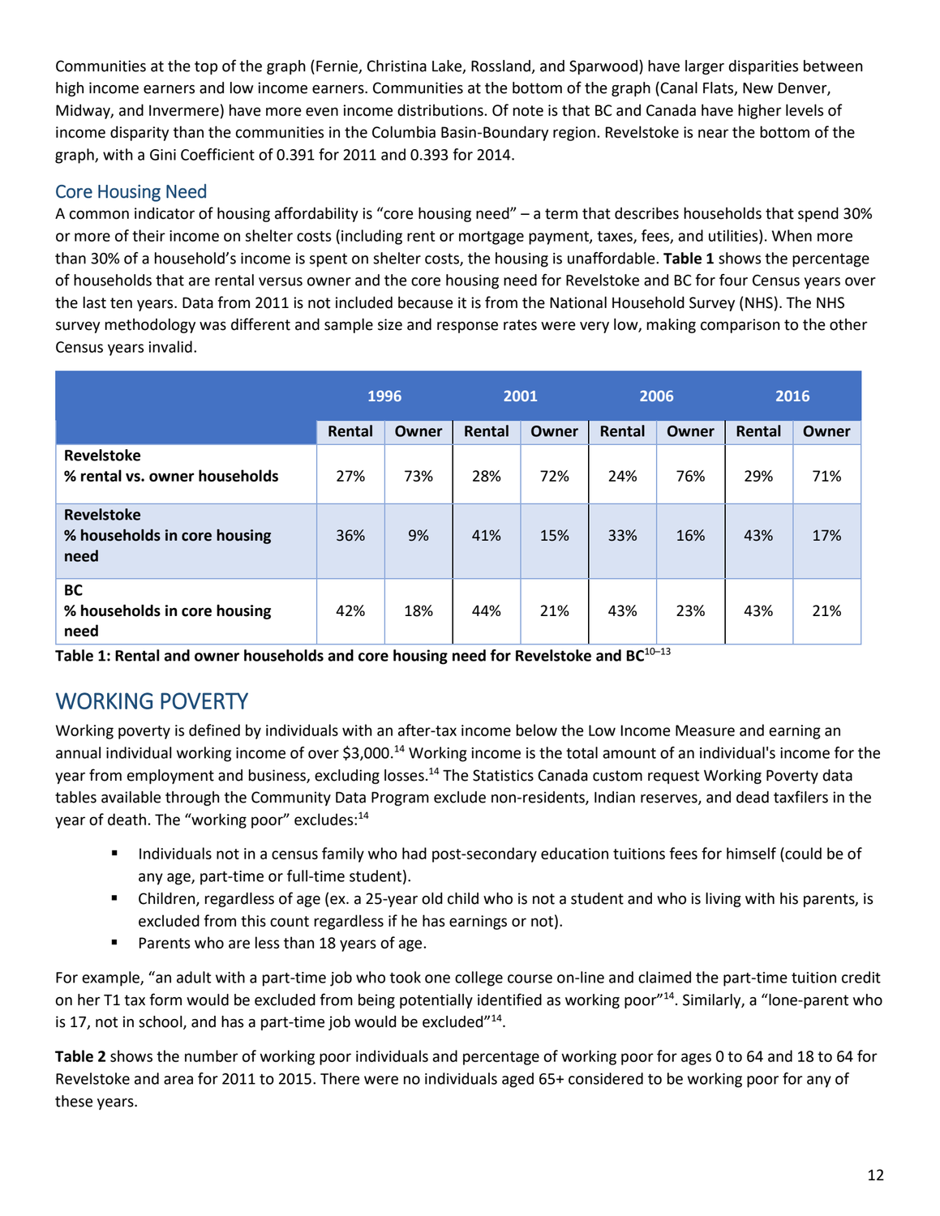Communities at the top of the graph (Fernie, Christina Lake, Rossland, and Sparwood) have larger disparities between high income earners and low income earners. Communities at the bottom of the graph (Canal Flats, New Denver, Midway, and Invermere) have more even income distributions. Of note is that BC and Canada have higher levels of income disparity than the communities in the Columbia Basin-Boundary region. Revelstoke is near the bottom of the graph, with a Gini Coefficient of 0.391 for 2011 and 0.393 for 2014.

## Core Housing Need

A common indicator of housing affordability is "core housing need" – a term that describes households that spend 30% or more of their income on shelter costs (including rent or mortgage payment, taxes, fees, and utilities). When more than 30% of a household's income is spent on shelter costs, the housing is unaffordable. **Table 1** shows the percentage of households that are rental versus owner and the core housing need for Revelstoke and BC for four Census years over the last ten years. Data from 2011 is not included because it is from the National Household Survey (NHS). The NHS survey methodology was different and sample size and response rates were very low, making comparison to the other Census years invalid.

| | 1996 | | 2001 | | 2006 | | 2016 | |
|---|---|---|---|---|---|---|---|---|
| | Rental | Owner | Rental | Owner | Rental | Owner | Rental | Owner |
| **Revelstoke % rental vs. owner households** | 27% | 73% | 28% | 72% | 24% | 76% | 29% | 71% |
| **Revelstoke % households in core housing need** | 36% | 9% | 41% | 15% | 33% | 16% | 43% | 17% |
| **BC % households in core housing need** | 42% | 18% | 44% | 21% | 43% | 23% | 43% | 21% |

**Table 1: Rental and owner households and core housing need for Revelstoke and BC**[10–13]

# WORKING POVERTY

Working poverty is defined by individuals with an after-tax income below the Low Income Measure and earning an annual individual working income of over $3,000.[14] Working income is the total amount of an individual's income for the year from employment and business, excluding losses.[14] The Statistics Canada custom request Working Poverty data tables available through the Community Data Program exclude non-residents, Indian reserves, and dead taxfilers in the year of death. The "working poor" excludes:[14]

- Individuals not in a census family who had post-secondary education tuitions fees for himself (could be of any age, part-time or full-time student).
- Children, regardless of age (ex. a 25-year old child who is not a student and who is living with his parents, is excluded from this count regardless if he has earnings or not).
- Parents who are less than 18 years of age.

For example, "an adult with a part-time job who took one college course on-line and claimed the part-time tuition credit on her T1 tax form would be excluded from being potentially identified as working poor"[14]. Similarly, a "lone-parent who is 17, not in school, and has a part-time job would be excluded"[14].

**Table 2** shows the number of working poor individuals and percentage of working poor for ages 0 to 64 and 18 to 64 for Revelstoke and area for 2011 to 2015. There were no individuals aged 65+ considered to be working poor for any of these years.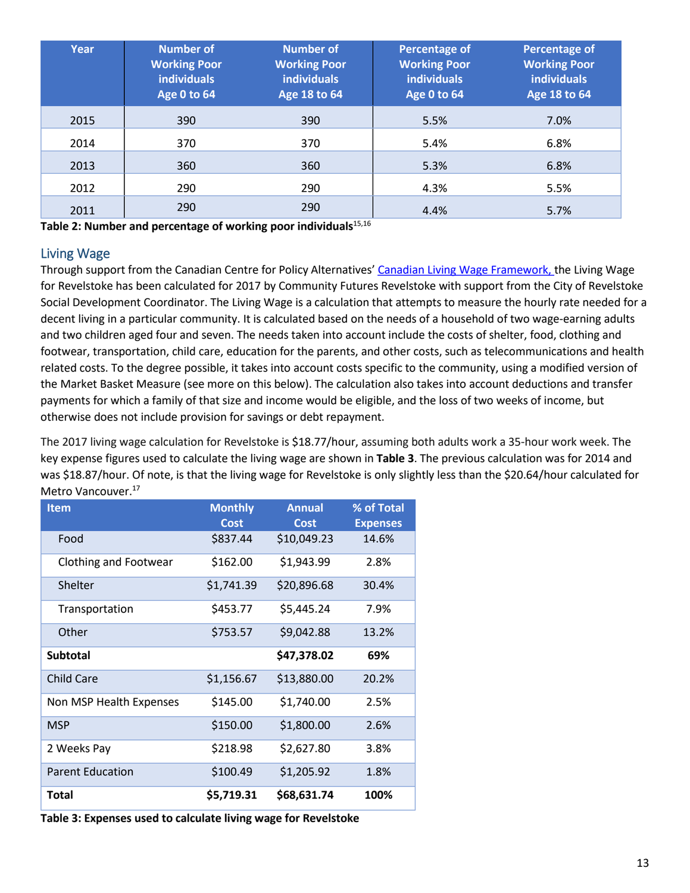| Year | Number of Working Poor individuals Age 0 to 64 | Number of Working Poor individuals Age 18 to 64 | Percentage of Working Poor individuals Age 0 to 64 | Percentage of Working Poor individuals Age 18 to 64 |
|---|---|---|---|---|
| 2015 | 390 | 390 | 5.5% | 7.0% |
| 2014 | 370 | 370 | 5.4% | 6.8% |
| 2013 | 360 | 360 | 5.3% | 6.8% |
| 2012 | 290 | 290 | 4.3% | 5.5% |
| 2011 | 290 | 290 | 4.4% | 5.7% |

**Table 2: Number and percentage of working poor individuals**[15,16]

## Living Wage

Through support from the Canadian Centre for Policy Alternatives' Canadian Living Wage Framework, the Living Wage for Revelstoke has been calculated for 2017 by Community Futures Revelstoke with support from the City of Revelstoke Social Development Coordinator. The Living Wage is a calculation that attempts to measure the hourly rate needed for a decent living in a particular community. It is calculated based on the needs of a household of two wage-earning adults and two children aged four and seven. The needs taken into account include the costs of shelter, food, clothing and footwear, transportation, child care, education for the parents, and other costs, such as telecommunications and health related costs. To the degree possible, it takes into account costs specific to the community, using a modified version of the Market Basket Measure (see more on this below). The calculation also takes into account deductions and transfer payments for which a family of that size and income would be eligible, and the loss of two weeks of income, but otherwise does not include provision for savings or debt repayment.

The 2017 living wage calculation for Revelstoke is $18.77/hour, assuming both adults work a 35-hour work week. The key expense figures used to calculate the living wage are shown in **Table 3**. The previous calculation was for 2014 and was $18.87/hour. Of note, is that the living wage for Revelstoke is only slightly less than the $20.64/hour calculated for Metro Vancouver.[17]

| Item | Monthly Cost | Annual Cost | % of Total Expenses |
|---|---|---|---|
| Food | $837.44 | $10,049.23 | 14.6% |
| Clothing and Footwear | $162.00 | $1,943.99 | 2.8% |
| Shelter | $1,741.39 | $20,896.68 | 30.4% |
| Transportation | $453.77 | $5,445.24 | 7.9% |
| Other | $753.57 | $9,042.88 | 13.2% |
| **Subtotal** | | **$47,378.02** | **69%** |
| Child Care | $1,156.67 | $13,880.00 | 20.2% |
| Non MSP Health Expenses | $145.00 | $1,740.00 | 2.5% |
| MSP | $150.00 | $1,800.00 | 2.6% |
| 2 Weeks Pay | $218.98 | $2,627.80 | 3.8% |
| Parent Education | $100.49 | $1,205.92 | 1.8% |
| **Total** | **$5,719.31** | **$68,631.74** | **100%** |

**Table 3: Expenses used to calculate living wage for Revelstoke**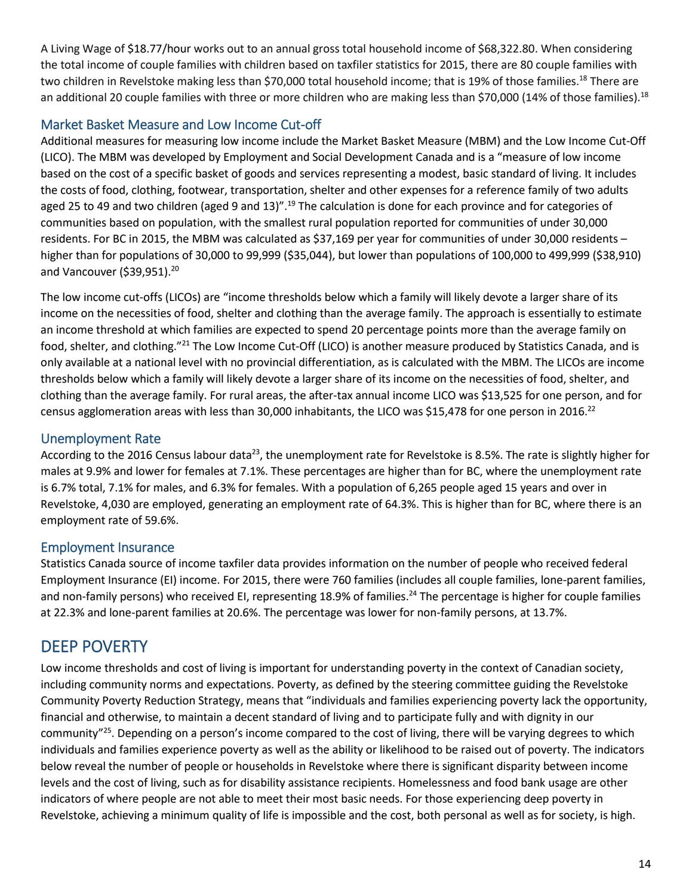A Living Wage of $18.77/hour works out to an annual gross total household income of $68,322.80. When considering the total income of couple families with children based on taxfiler statistics for 2015, there are 80 couple families with two children in Revelstoke making less than $70,000 total household income; that is 19% of those families.[18] There are an additional 20 couple families with three or more children who are making less than $70,000 (14% of those families).[18]

### Market Basket Measure and Low Income Cut-off

Additional measures for measuring low income include the Market Basket Measure (MBM) and the Low Income Cut-Off (LICO). The MBM was developed by Employment and Social Development Canada and is a "measure of low income based on the cost of a specific basket of goods and services representing a modest, basic standard of living. It includes the costs of food, clothing, footwear, transportation, shelter and other expenses for a reference family of two adults aged 25 to 49 and two children (aged 9 and 13)".[19] The calculation is done for each province and for categories of communities based on population, with the smallest rural population reported for communities of under 30,000 residents. For BC in 2015, the MBM was calculated as $37,169 per year for communities of under 30,000 residents – higher than for populations of 30,000 to 99,999 ($35,044), but lower than populations of 100,000 to 499,999 ($38,910) and Vancouver ($39,951).[20]

The low income cut-offs (LICOs) are "income thresholds below which a family will likely devote a larger share of its income on the necessities of food, shelter and clothing than the average family. The approach is essentially to estimate an income threshold at which families are expected to spend 20 percentage points more than the average family on food, shelter, and clothing."[21] The Low Income Cut-Off (LICO) is another measure produced by Statistics Canada, and is only available at a national level with no provincial differentiation, as is calculated with the MBM. The LICOs are income thresholds below which a family will likely devote a larger share of its income on the necessities of food, shelter, and clothing than the average family. For rural areas, the after-tax annual income LICO was $13,525 for one person, and for census agglomeration areas with less than 30,000 inhabitants, the LICO was $15,478 for one person in 2016.[22]

### Unemployment Rate

According to the 2016 Census labour data[23], the unemployment rate for Revelstoke is 8.5%. The rate is slightly higher for males at 9.9% and lower for females at 7.1%. These percentages are higher than for BC, where the unemployment rate is 6.7% total, 7.1% for males, and 6.3% for females. With a population of 6,265 people aged 15 years and over in Revelstoke, 4,030 are employed, generating an employment rate of 64.3%. This is higher than for BC, where there is an employment rate of 59.6%.

### Employment Insurance

Statistics Canada source of income taxfiler data provides information on the number of people who received federal Employment Insurance (EI) income. For 2015, there were 760 families (includes all couple families, lone-parent families, and non-family persons) who received EI, representing 18.9% of families.[24] The percentage is higher for couple families at 22.3% and lone-parent families at 20.6%. The percentage was lower for non-family persons, at 13.7%.

## DEEP POVERTY

Low income thresholds and cost of living is important for understanding poverty in the context of Canadian society, including community norms and expectations. Poverty, as defined by the steering committee guiding the Revelstoke Community Poverty Reduction Strategy, means that "individuals and families experiencing poverty lack the opportunity, financial and otherwise, to maintain a decent standard of living and to participate fully and with dignity in our community"[25]. Depending on a person's income compared to the cost of living, there will be varying degrees to which individuals and families experience poverty as well as the ability or likelihood to be raised out of poverty. The indicators below reveal the number of people or households in Revelstoke where there is significant disparity between income levels and the cost of living, such as for disability assistance recipients. Homelessness and food bank usage are other indicators of where people are not able to meet their most basic needs. For those experiencing deep poverty in Revelstoke, achieving a minimum quality of life is impossible and the cost, both personal as well as for society, is high.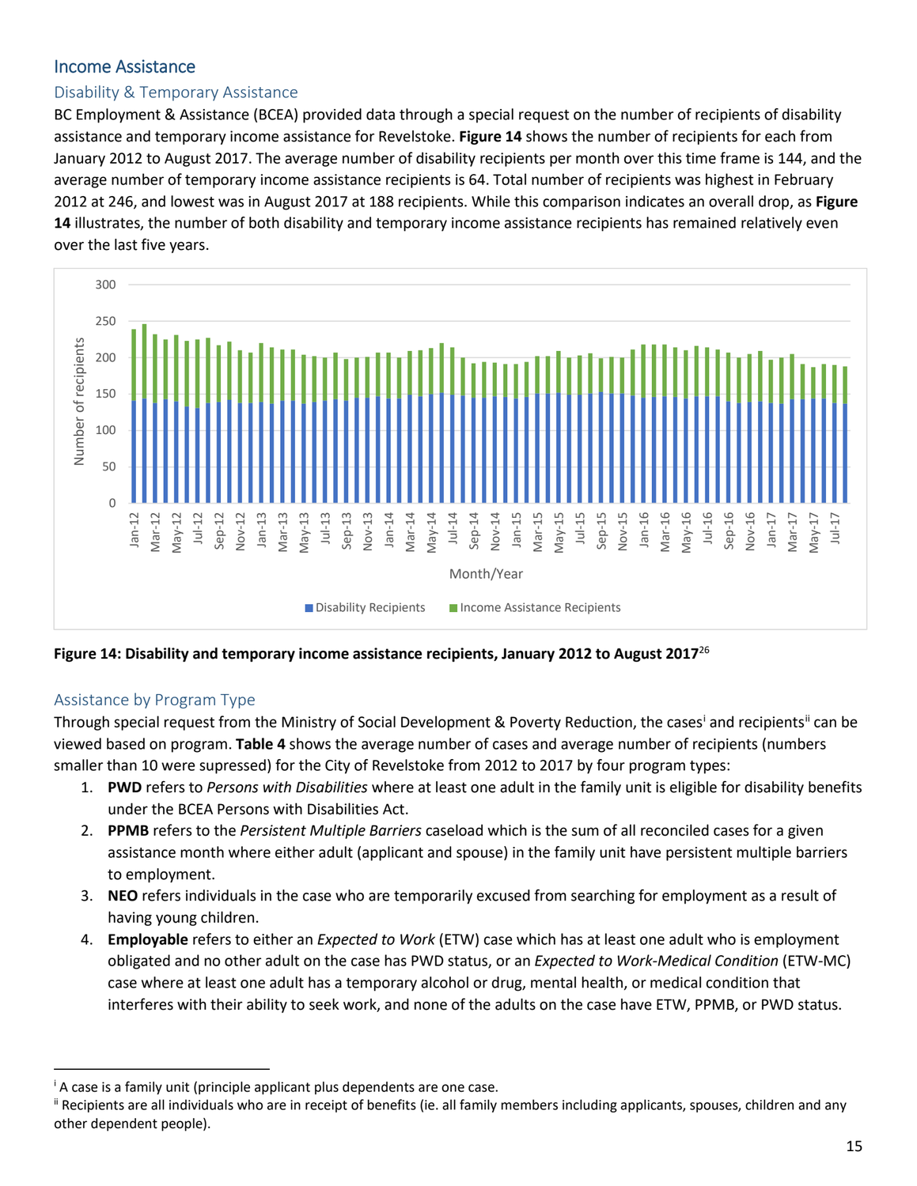## Income Assistance

### Disability & Temporary Assistance

BC Employment & Assistance (BCEA) provided data through a special request on the number of recipients of disability assistance and temporary income assistance for Revelstoke. **Figure 14** shows the number of recipients for each from January 2012 to August 2017. The average number of disability recipients per month over this time frame is 144, and the average number of temporary income assistance recipients is 64. Total number of recipients was highest in February 2012 at 246, and lowest was in August 2017 at 188 recipients. While this comparison indicates an overall drop, as **Figure 14** illustrates, the number of both disability and temporary income assistance recipients has remained relatively even over the last five years.

**Figure 14: Disability and temporary income assistance recipients, January 2012 to August 2017**[26]

### Assistance by Program Type

Through special request from the Ministry of Social Development & Poverty Reduction, the cases[i] and recipients[ii] can be viewed based on program. **Table 4** shows the average number of cases and average number of recipients (numbers smaller than 10 were supressed) for the City of Revelstoke from 2012 to 2017 by four program types:

1. **PWD** refers to *Persons with Disabilities* where at least one adult in the family unit is eligible for disability benefits under the BCEA Persons with Disabilities Act.
2. **PPMB** refers to the *Persistent Multiple Barriers* caseload which is the sum of all reconciled cases for a given assistance month where either adult (applicant and spouse) in the family unit have persistent multiple barriers to employment.
3. **NEO** refers individuals in the case who are temporarily excused from searching for employment as a result of having young children.
4. **Employable** refers to either an *Expected to Work* (ETW) case which has at least one adult who is employment obligated and no other adult on the case has PWD status, or an *Expected to Work-Medical Condition* (ETW-MC) case where at least one adult has a temporary alcohol or drug, mental health, or medical condition that interferes with their ability to seek work, and none of the adults on the case have ETW, PPMB, or PWD status.

---

[i] A case is a family unit (principle applicant plus dependents are one case.

[ii] Recipients are all individuals who are in receipt of benefits (ie. all family members including applicants, spouses, children and any other dependent people).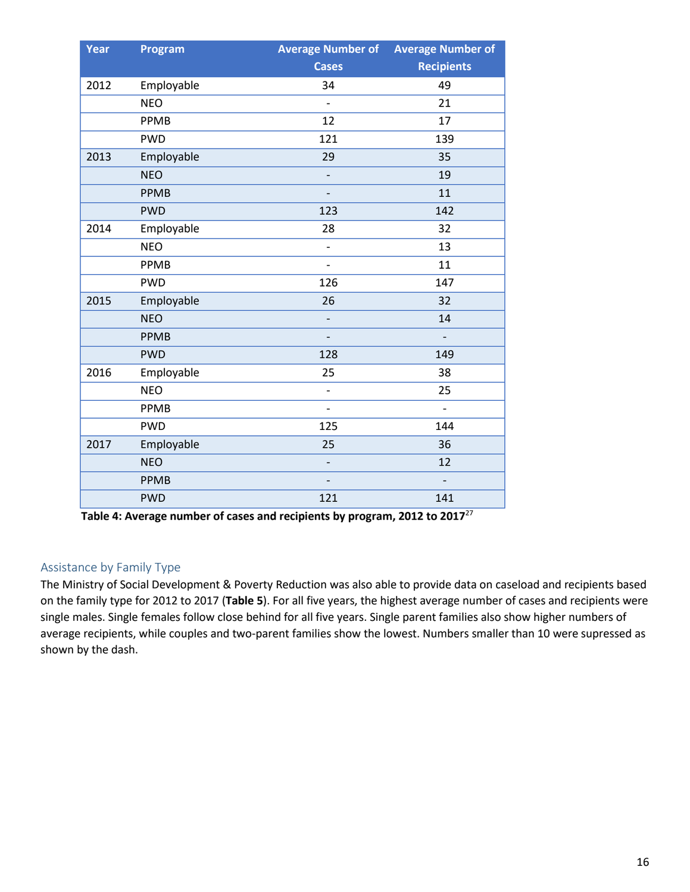| Year | Program | Average Number of Cases | Average Number of Recipients |
|---|---|---|---|
| 2012 | Employable | 34 | 49 |
| | NEO | - | 21 |
| | PPMB | 12 | 17 |
| | PWD | 121 | 139 |
| 2013 | Employable | 29 | 35 |
| | NEO | - | 19 |
| | PPMB | - | 11 |
| | PWD | 123 | 142 |
| 2014 | Employable | 28 | 32 |
| | NEO | - | 13 |
| | PPMB | - | 11 |
| | PWD | 126 | 147 |
| 2015 | Employable | 26 | 32 |
| | NEO | - | 14 |
| | PPMB | - | - |
| | PWD | 128 | 149 |
| 2016 | Employable | 25 | 38 |
| | NEO | - | 25 |
| | PPMB | - | - |
| | PWD | 125 | 144 |
| 2017 | Employable | 25 | 36 |
| | NEO | - | 12 |
| | PPMB | - | - |
| | PWD | 121 | 141 |

**Table 4: Average number of cases and recipients by program, 2012 to 2017**[27]

## Assistance by Family Type

The Ministry of Social Development & Poverty Reduction was also able to provide data on caseload and recipients based on the family type for 2012 to 2017 (**Table 5**). For all five years, the highest average number of cases and recipients were single males. Single females follow close behind for all five years. Single parent families also show higher numbers of average recipients, while couples and two-parent families show the lowest. Numbers smaller than 10 were supressed as shown by the dash.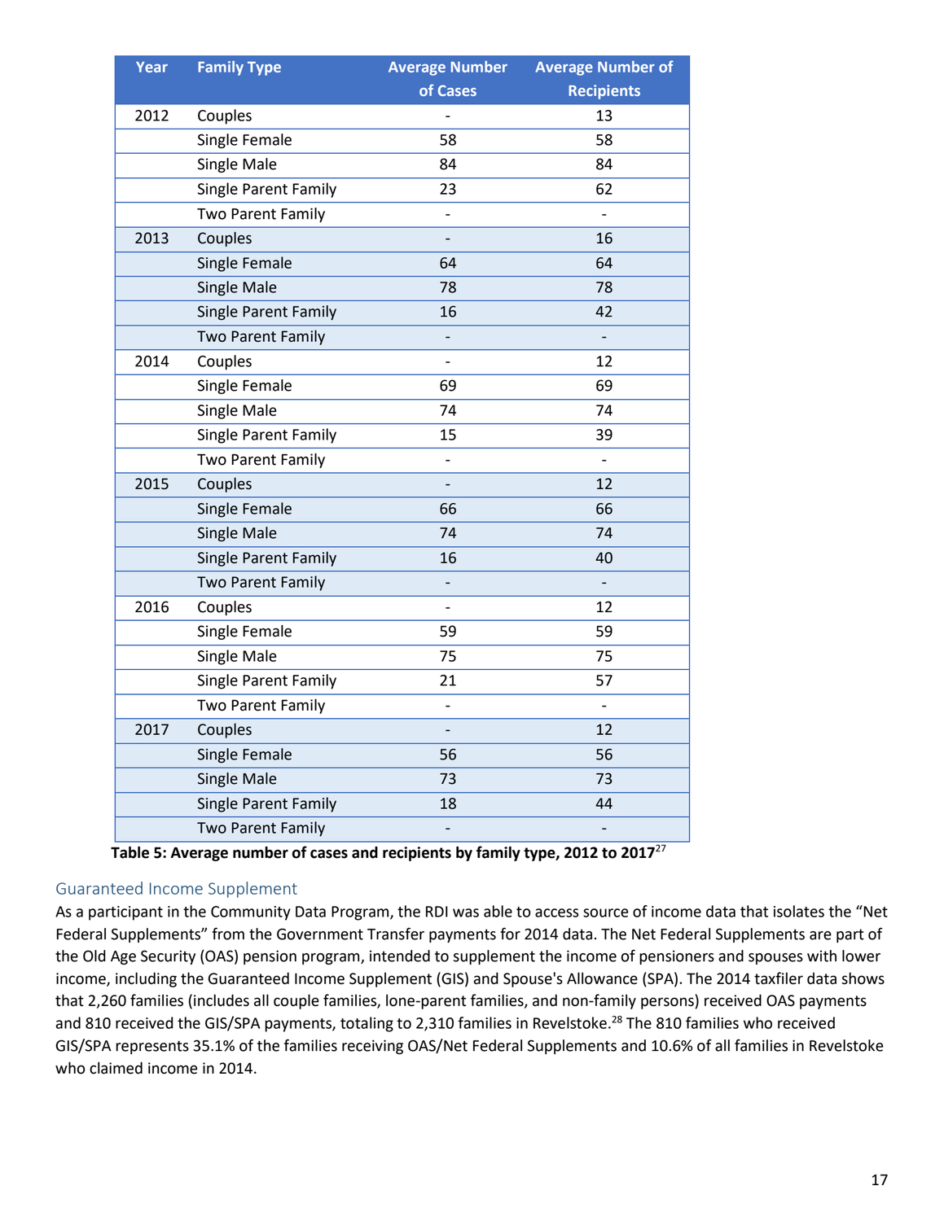| Year | Family Type | Average Number of Cases | Average Number of Recipients |
|---|---|---|---|
| 2012 | Couples | - | 13 |
| | Single Female | 58 | 58 |
| | Single Male | 84 | 84 |
| | Single Parent Family | 23 | 62 |
| | Two Parent Family | - | - |
| 2013 | Couples | - | 16 |
| | Single Female | 64 | 64 |
| | Single Male | 78 | 78 |
| | Single Parent Family | 16 | 42 |
| | Two Parent Family | - | - |
| 2014 | Couples | - | 12 |
| | Single Female | 69 | 69 |
| | Single Male | 74 | 74 |
| | Single Parent Family | 15 | 39 |
| | Two Parent Family | - | - |
| 2015 | Couples | - | 12 |
| | Single Female | 66 | 66 |
| | Single Male | 74 | 74 |
| | Single Parent Family | 16 | 40 |
| | Two Parent Family | - | - |
| 2016 | Couples | - | 12 |
| | Single Female | 59 | 59 |
| | Single Male | 75 | 75 |
| | Single Parent Family | 21 | 57 |
| | Two Parent Family | - | - |
| 2017 | Couples | - | 12 |
| | Single Female | 56 | 56 |
| | Single Male | 73 | 73 |
| | Single Parent Family | 18 | 44 |
| | Two Parent Family | - | - |

**Table 5: Average number of cases and recipients by family type, 2012 to 2017**[27]

### Guaranteed Income Supplement

As a participant in the Community Data Program, the RDI was able to access source of income data that isolates the "Net Federal Supplements" from the Government Transfer payments for 2014 data. The Net Federal Supplements are part of the Old Age Security (OAS) pension program, intended to supplement the income of pensioners and spouses with lower income, including the Guaranteed Income Supplement (GIS) and Spouse's Allowance (SPA). The 2014 taxfiler data shows that 2,260 families (includes all couple families, lone-parent families, and non-family persons) received OAS payments and 810 received the GIS/SPA payments, totaling to 2,310 families in Revelstoke.[28] The 810 families who received GIS/SPA represents 35.1% of the families receiving OAS/Net Federal Supplements and 10.6% of all families in Revelstoke who claimed income in 2014.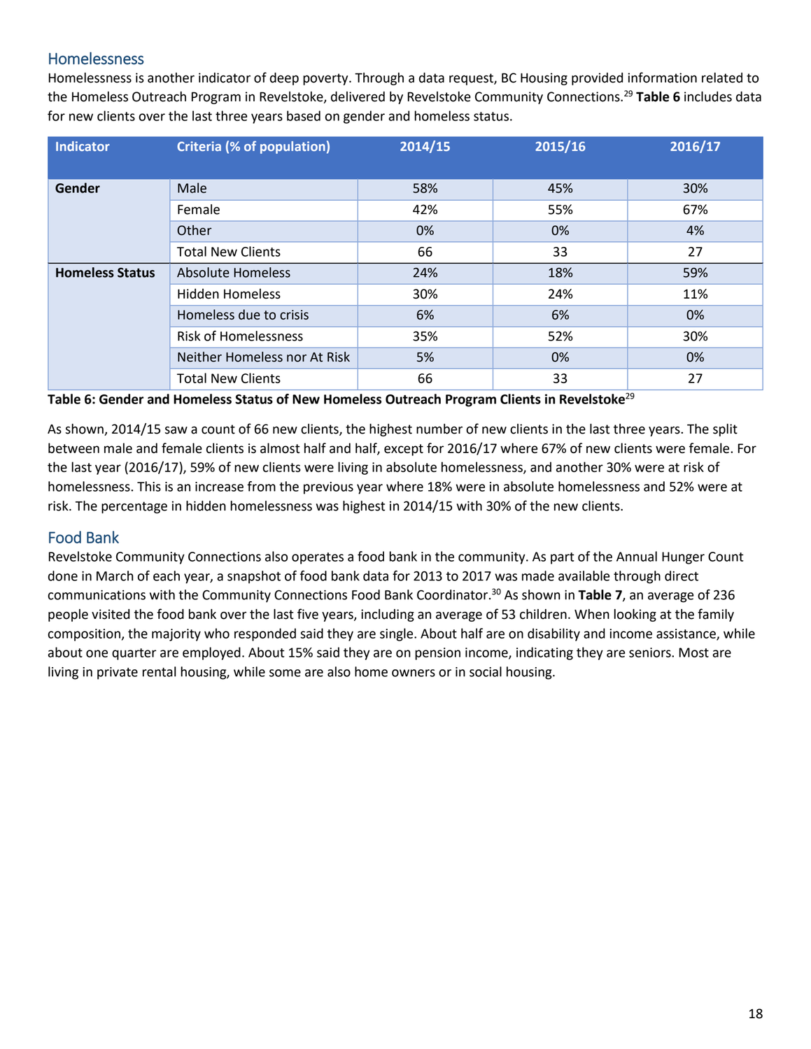## Homelessness

Homelessness is another indicator of deep poverty. Through a data request, BC Housing provided information related to the Homeless Outreach Program in Revelstoke, delivered by Revelstoke Community Connections.[29] **Table 6** includes data for new clients over the last three years based on gender and homeless status.

| Indicator | Criteria (% of population) | 2014/15 | 2015/16 | 2016/17 |
|---|---|---|---|---|
| **Gender** | Male | 58% | 45% | 30% |
| | Female | 42% | 55% | 67% |
| | Other | 0% | 0% | 4% |
| | Total New Clients | 66 | 33 | 27 |
| **Homeless Status** | Absolute Homeless | 24% | 18% | 59% |
| | Hidden Homeless | 30% | 24% | 11% |
| | Homeless due to crisis | 6% | 6% | 0% |
| | Risk of Homelessness | 35% | 52% | 30% |
| | Neither Homeless nor At Risk | 5% | 0% | 0% |
| | Total New Clients | 66 | 33 | 27 |

**Table 6: Gender and Homeless Status of New Homeless Outreach Program Clients in Revelstoke**[29]

As shown, 2014/15 saw a count of 66 new clients, the highest number of new clients in the last three years. The split between male and female clients is almost half and half, except for 2016/17 where 67% of new clients were female. For the last year (2016/17), 59% of new clients were living in absolute homelessness, and another 30% were at risk of homelessness. This is an increase from the previous year where 18% were in absolute homelessness and 52% were at risk. The percentage in hidden homelessness was highest in 2014/15 with 30% of the new clients.

## Food Bank

Revelstoke Community Connections also operates a food bank in the community. As part of the Annual Hunger Count done in March of each year, a snapshot of food bank data for 2013 to 2017 was made available through direct communications with the Community Connections Food Bank Coordinator.[30] As shown in **Table 7**, an average of 236 people visited the food bank over the last five years, including an average of 53 children. When looking at the family composition, the majority who responded said they are single. About half are on disability and income assistance, while about one quarter are employed. About 15% said they are on pension income, indicating they are seniors. Most are living in private rental housing, while some are also home owners or in social housing.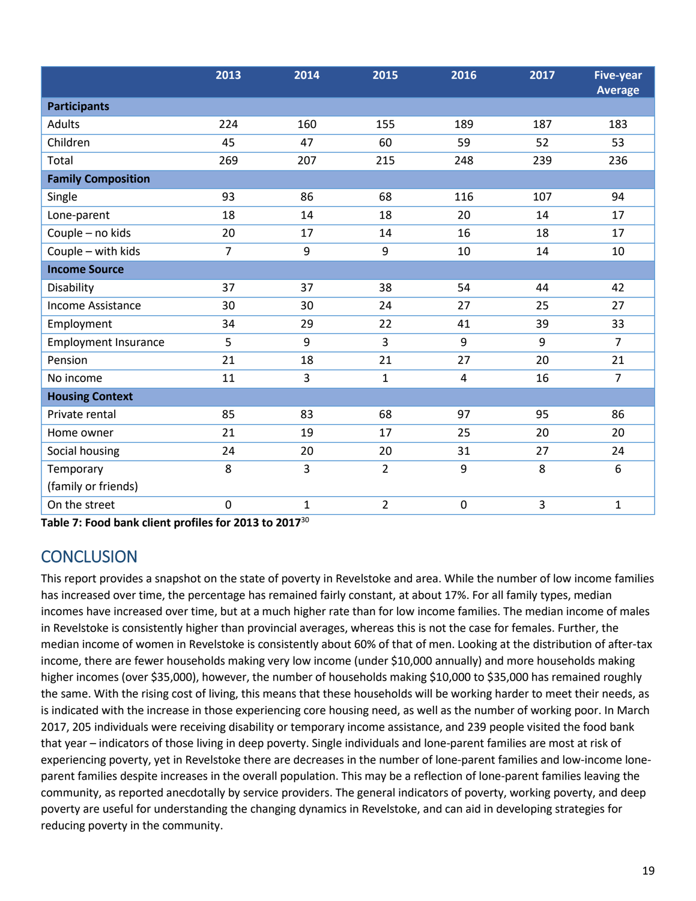| | 2013 | 2014 | 2015 | 2016 | 2017 | Five-year Average |
|---|---|---|---|---|---|---|
| **Participants** | | | | | | |
| Adults | 224 | 160 | 155 | 189 | 187 | 183 |
| Children | 45 | 47 | 60 | 59 | 52 | 53 |
| Total | 269 | 207 | 215 | 248 | 239 | 236 |
| **Family Composition** | | | | | | |
| Single | 93 | 86 | 68 | 116 | 107 | 94 |
| Lone-parent | 18 | 14 | 18 | 20 | 14 | 17 |
| Couple – no kids | 20 | 17 | 14 | 16 | 18 | 17 |
| Couple – with kids | 7 | 9 | 9 | 10 | 14 | 10 |
| **Income Source** | | | | | | |
| Disability | 37 | 37 | 38 | 54 | 44 | 42 |
| Income Assistance | 30 | 30 | 24 | 27 | 25 | 27 |
| Employment | 34 | 29 | 22 | 41 | 39 | 33 |
| Employment Insurance | 5 | 9 | 3 | 9 | 9 | 7 |
| Pension | 21 | 18 | 21 | 27 | 20 | 21 |
| No income | 11 | 3 | 1 | 4 | 16 | 7 |
| **Housing Context** | | | | | | |
| Private rental | 85 | 83 | 68 | 97 | 95 | 86 |
| Home owner | 21 | 19 | 17 | 25 | 20 | 20 |
| Social housing | 24 | 20 | 20 | 31 | 27 | 24 |
| Temporary (family or friends) | 8 | 3 | 2 | 9 | 8 | 6 |
| On the street | 0 | 1 | 2 | 0 | 3 | 1 |

**Table 7: Food bank client profiles for 2013 to 2017**[30]

## CONCLUSION

This report provides a snapshot on the state of poverty in Revelstoke and area. While the number of low income families has increased over time, the percentage has remained fairly constant, at about 17%. For all family types, median incomes have increased over time, but at a much higher rate than for low income families. The median income of males in Revelstoke is consistently higher than provincial averages, whereas this is not the case for females. Further, the median income of women in Revelstoke is consistently about 60% of that of men. Looking at the distribution of after-tax income, there are fewer households making very low income (under $10,000 annually) and more households making higher incomes (over $35,000), however, the number of households making $10,000 to $35,000 has remained roughly the same. With the rising cost of living, this means that these households will be working harder to meet their needs, as is indicated with the increase in those experiencing core housing need, as well as the number of working poor. In March 2017, 205 individuals were receiving disability or temporary income assistance, and 239 people visited the food bank that year – indicators of those living in deep poverty. Single individuals and lone-parent families are most at risk of experiencing poverty, yet in Revelstoke there are decreases in the number of lone-parent families and low-income lone-parent families despite increases in the overall population. This may be a reflection of lone-parent families leaving the community, as reported anecdotally by service providers. The general indicators of poverty, working poverty, and deep poverty are useful for understanding the changing dynamics in Revelstoke, and can aid in developing strategies for reducing poverty in the community.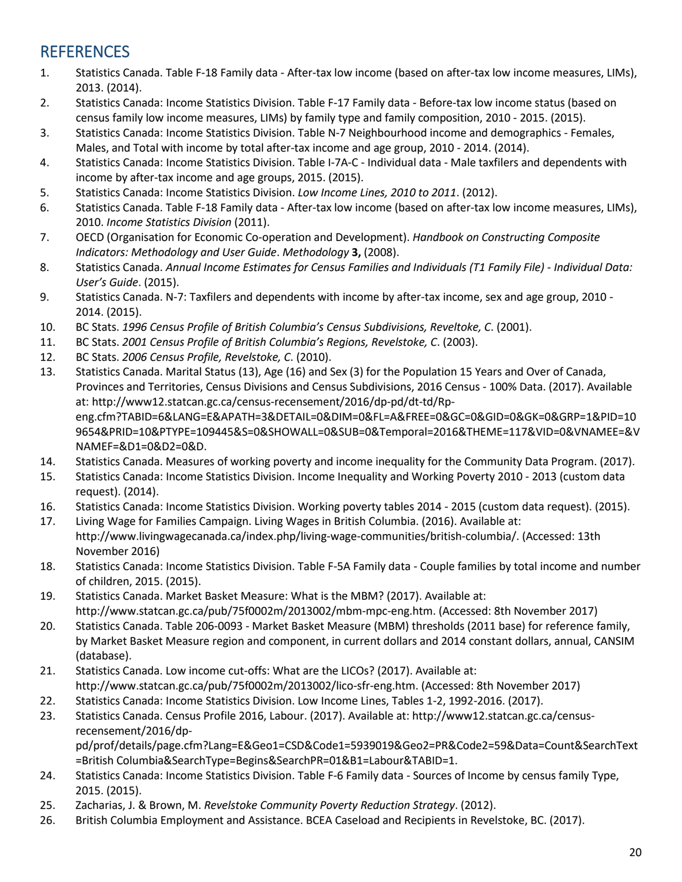# REFERENCES

1. Statistics Canada. Table F-18 Family data - After-tax low income (based on after-tax low income measures, LIMs), 2013. (2014).
2. Statistics Canada: Income Statistics Division. Table F-17 Family data - Before-tax low income status (based on census family low income measures, LIMs) by family type and family composition, 2010 - 2015. (2015).
3. Statistics Canada: Income Statistics Division. Table N-7 Neighbourhood income and demographics - Females, Males, and Total with income by total after-tax income and age group, 2010 - 2014. (2014).
4. Statistics Canada: Income Statistics Division. Table I-7A-C - Individual data - Male taxfilers and dependents with income by after-tax income and age groups, 2015. (2015).
5. Statistics Canada: Income Statistics Division. *Low Income Lines, 2010 to 2011*. (2012).
6. Statistics Canada. Table F-18 Family data - After-tax low income (based on after-tax low income measures, LIMs), 2010. *Income Statistics Division* (2011).
7. OECD (Organisation for Economic Co-operation and Development). *Handbook on Constructing Composite Indicators: Methodology and User Guide*. *Methodology* **3,** (2008).
8. Statistics Canada. *Annual Income Estimates for Census Families and Individuals (T1 Family File) - Individual Data: User's Guide*. (2015).
9. Statistics Canada. N-7: Taxfilers and dependents with income by after-tax income, sex and age group, 2010 - 2014. (2015).
10. BC Stats. *1996 Census Profile of British Columbia's Census Subdivisions, Reveltoke, C*. (2001).
11. BC Stats. *2001 Census Profile of British Columbia's Regions, Revelstoke, C*. (2003).
12. BC Stats. *2006 Census Profile, Revelstoke, C*. (2010).
13. Statistics Canada. Marital Status (13), Age (16) and Sex (3) for the Population 15 Years and Over of Canada, Provinces and Territories, Census Divisions and Census Subdivisions, 2016 Census - 100% Data. (2017). Available at: http://www12.statcan.gc.ca/census-recensement/2016/dp-pd/dt-td/Rp-eng.cfm?TABID=6&LANG=E&APATH=3&DETAIL=0&DIM=0&FL=A&FREE=0&GC=0&GID=0&GK=0&GRP=1&PID=109654&PRID=10&PTYPE=109445&S=0&SHOWALL=0&SUB=0&Temporal=2016&THEME=117&VID=0&VNAMEE=&VNAMEF=&D1=0&D2=0&D.
14. Statistics Canada. Measures of working poverty and income inequality for the Community Data Program. (2017).
15. Statistics Canada: Income Statistics Division. Income Inequality and Working Poverty 2010 - 2013 (custom data request). (2014).
16. Statistics Canada: Income Statistics Division. Working poverty tables 2014 - 2015 (custom data request). (2015).
17. Living Wage for Families Campaign. Living Wages in British Columbia. (2016). Available at: http://www.livingwagecanada.ca/index.php/living-wage-communities/british-columbia/. (Accessed: 13th November 2016)
18. Statistics Canada: Income Statistics Division. Table F-5A Family data - Couple families by total income and number of children, 2015. (2015).
19. Statistics Canada. Market Basket Measure: What is the MBM? (2017). Available at: http://www.statcan.gc.ca/pub/75f0002m/2013002/mbm-mpc-eng.htm. (Accessed: 8th November 2017)
20. Statistics Canada. Table 206-0093 - Market Basket Measure (MBM) thresholds (2011 base) for reference family, by Market Basket Measure region and component, in current dollars and 2014 constant dollars, annual, CANSIM (database).
21. Statistics Canada. Low income cut-offs: What are the LICOs? (2017). Available at: http://www.statcan.gc.ca/pub/75f0002m/2013002/lico-sfr-eng.htm. (Accessed: 8th November 2017)
22. Statistics Canada: Income Statistics Division. Low Income Lines, Tables 1-2, 1992-2016. (2017).
23. Statistics Canada. Census Profile 2016, Labour. (2017). Available at: http://www12.statcan.gc.ca/census-recensement/2016/dp-pd/prof/details/page.cfm?Lang=E&Geo1=CSD&Code1=5939019&Geo2=PR&Code2=59&Data=Count&SearchText=British Columbia&SearchType=Begins&SearchPR=01&B1=Labour&TABID=1.
24. Statistics Canada: Income Statistics Division. Table F-6 Family data - Sources of Income by census family Type, 2015. (2015).
25. Zacharias, J. & Brown, M. *Revelstoke Community Poverty Reduction Strategy*. (2012).
26. British Columbia Employment and Assistance. BCEA Caseload and Recipients in Revelstoke, BC. (2017).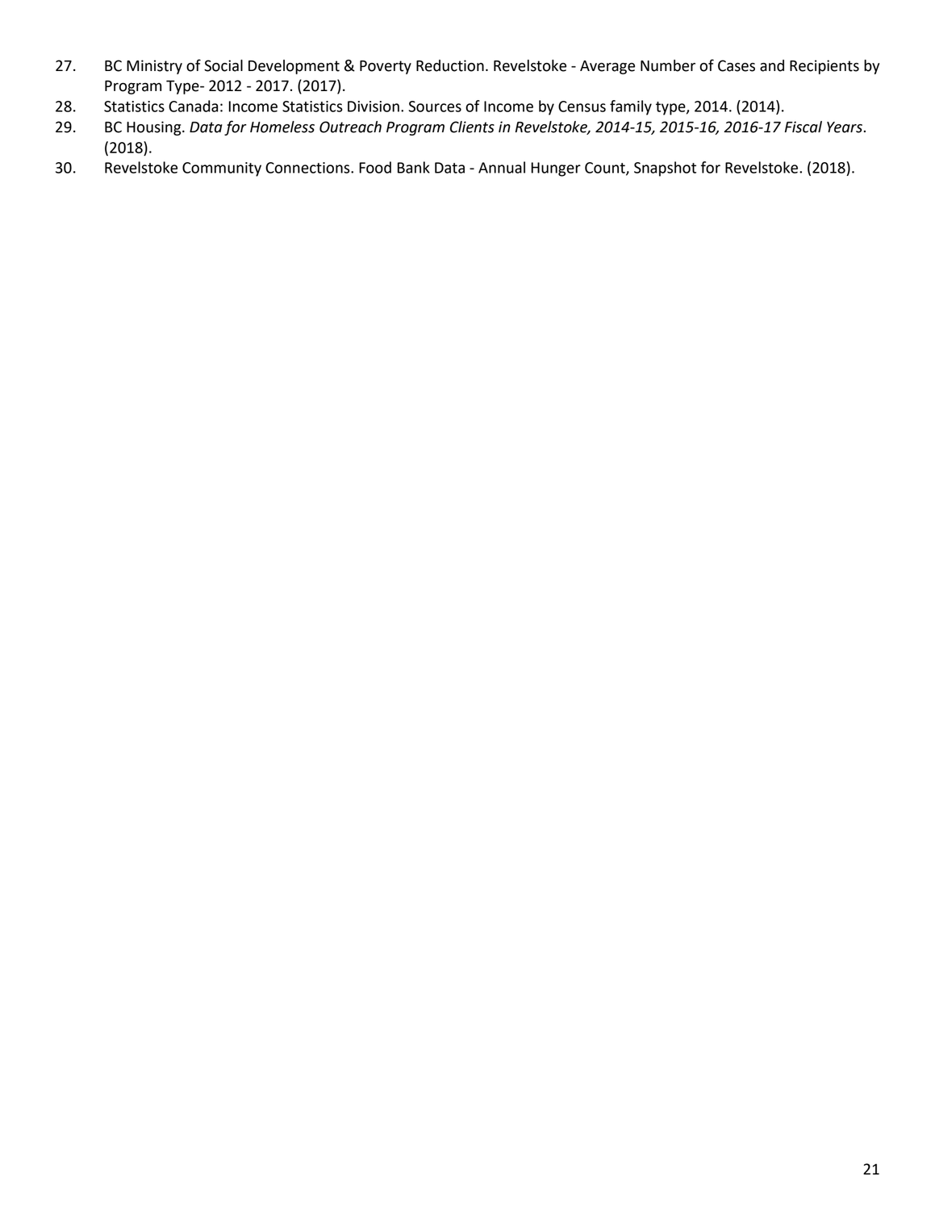27. BC Ministry of Social Development & Poverty Reduction. Revelstoke - Average Number of Cases and Recipients by Program Type- 2012 - 2017. (2017).
28. Statistics Canada: Income Statistics Division. Sources of Income by Census family type, 2014. (2014).
29. BC Housing. *Data for Homeless Outreach Program Clients in Revelstoke, 2014-15, 2015-16, 2016-17 Fiscal Years*. (2018).
30. Revelstoke Community Connections. Food Bank Data - Annual Hunger Count, Snapshot for Revelstoke. (2018).